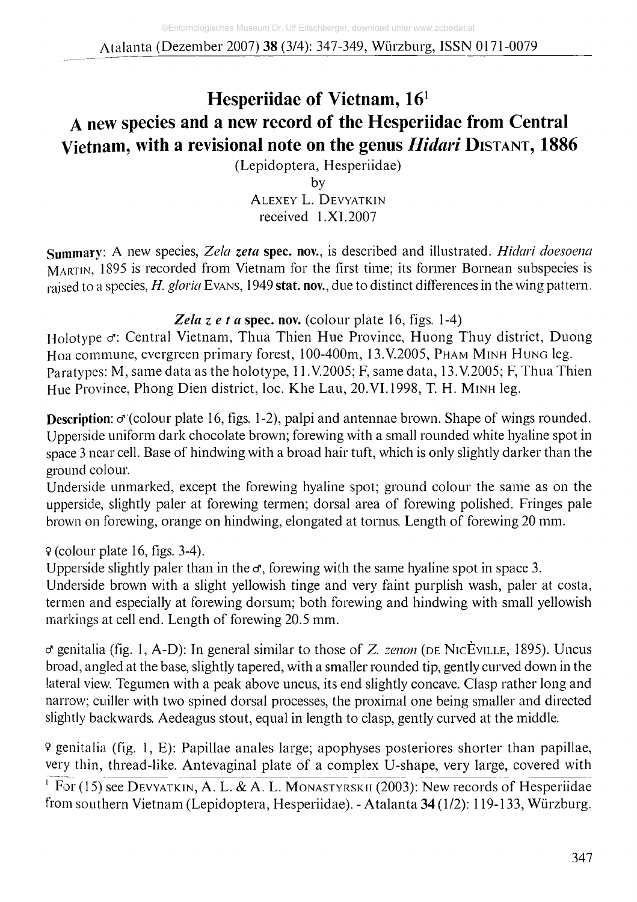# Hesperiidae of Vietnam, 16[1]

## A new species and a new record of the Hesperiidae from Central Vietnam, with a revisional note on the genus *Hidari* Distant, 1886

(Lepidoptera, Hesperiidae)

by

Alexey L. Devyatkin

received 1.XI.2007

**Summary**: A new species, *Zela zeta* **spec. nov.**, is described and illustrated. *Hidari doesoena* Martin, 1895 is recorded from Vietnam for the first time; its former Bornean subspecies is raised to a species, *H. gloria* Evans, 1949 **stat. nov.**, due to distinct differences in the wing pattern.

***Zela zeta* spec. nov.** (colour plate 16, figs. 1-4)

Holotype ♂: Central Vietnam, Thua Thien Hue Province, Huong Thuy district, Duong Hoa commune, evergreen primary forest, 100-400m, 13.V.2005, Pham Minh Hung leg.

Paratypes: M, same data as the holotype, 11.V.2005; F, same data, 13.V.2005; F, Thua Thien Hue Province, Phong Dien district, loc. Khe Lau, 20.VI.1998, T. H. Minh leg.

**Description**: ♂ (colour plate 16, figs. 1-2), palpi and antennae brown. Shape of wings rounded. Upperside uniform dark chocolate brown; forewing with a small rounded white hyaline spot in space 3 near cell. Base of hindwing with a broad hair tuft, which is only slightly darker than the ground colour.

Underside unmarked, except the forewing hyaline spot; ground colour the same as on the upperside, slightly paler at forewing termen; dorsal area of forewing polished. Fringes pale brown on forewing, orange on hindwing, elongated at tornus. Length of forewing 20 mm.

♀ (colour plate 16, figs. 3-4).

Upperside slightly paler than in the ♂, forewing with the same hyaline spot in space 3.

Underside brown with a slight yellowish tinge and very faint purplish wash, paler at costa, termen and especially at forewing dorsum; both forewing and hindwing with small yellowish markings at cell end. Length of forewing 20.5 mm.

♂ genitalia (fig. 1, A-D): In general similar to those of *Z. zenon* (de Nicèville, 1895). Uncus broad, angled at the base, slightly tapered, with a smaller rounded tip, gently curved down in the lateral view. Tegumen with a peak above uncus, its end slightly concave. Clasp rather long and narrow; cuiller with two spined dorsal processes, the proximal one being smaller and directed slightly backwards. Aedeagus stout, equal in length to clasp, gently curved at the middle.

♀ genitalia (fig. 1, E): Papillae anales large; apophyses posteriores shorter than papillae, very thin, thread-like. Antevaginal plate of a complex U-shape, very large, covered with

[1] For (15) see Devyatkin, A. L. & A. L. Monastyrskii (2003): New records of Hesperiidae from southern Vietnam (Lepidoptera, Hesperiidae). - Atalanta **34** (1/2): 119-133, Würzburg.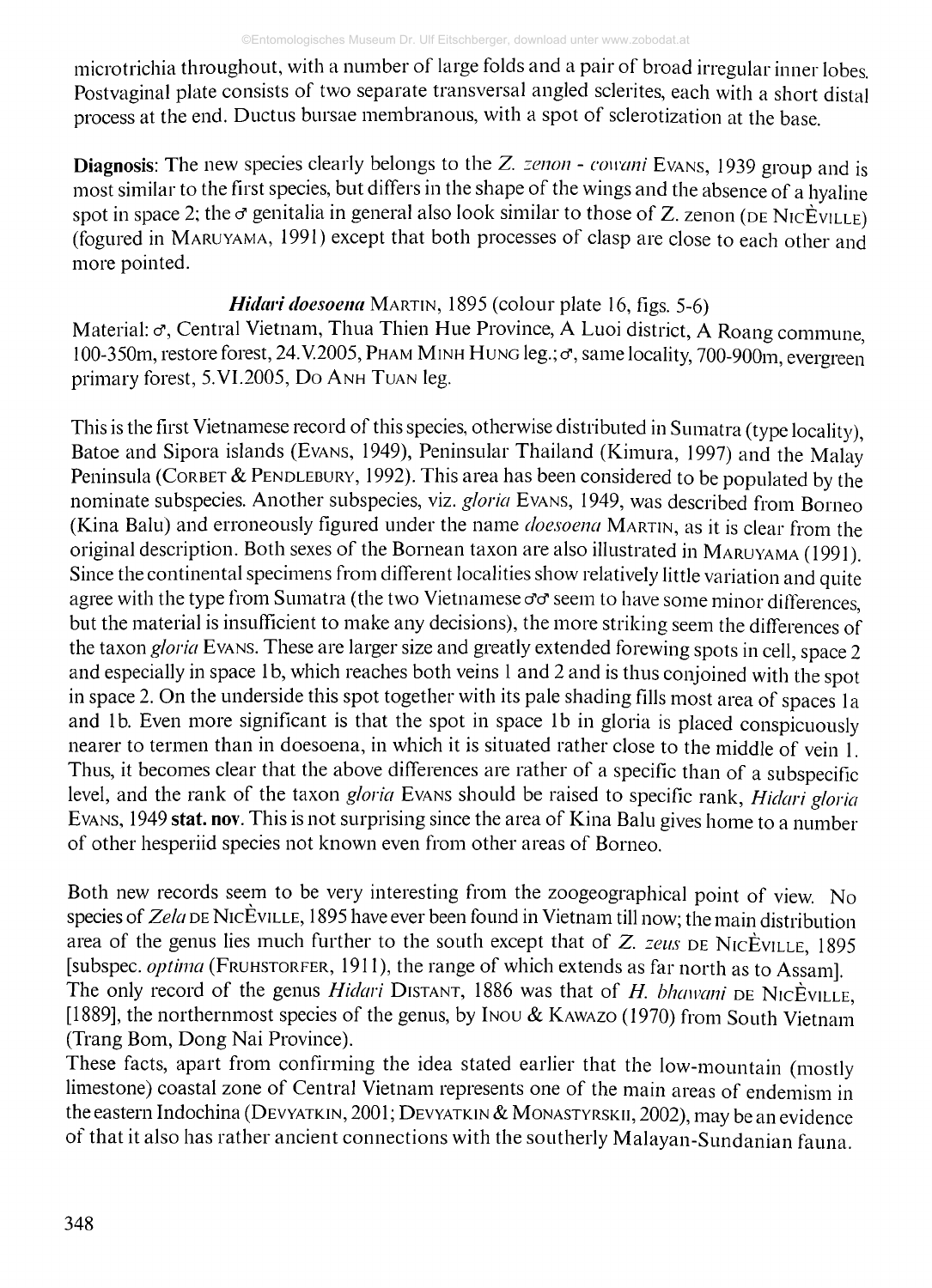microtrichia throughout, with a number of large folds and a pair of broad irregular inner lobes. Postvaginal plate consists of two separate transversal angled sclerites, each with a short distal process at the end. Ductus bursae membranous, with a spot of sclerotization at the base.

**Diagnosis**: The new species clearly belongs to the *Z. zenon - cowani* EVANS, 1939 group and is most similar to the first species, but differs in the shape of the wings and the absence of a hyaline spot in space 2; the ♂ genitalia in general also look similar to those of Z. zenon (DE NICÈVILLE) (fogured in MARUYAMA, 1991) except that both processes of clasp are close to each other and more pointed.

***Hidari doesoena*** MARTIN, 1895 (colour plate 16, figs. 5-6)

Material: ♂, Central Vietnam, Thua Thien Hue Province, A Luoi district, A Roang commune, 100-350m, restore forest, 24.V.2005, PHAM MINH HUNG leg.; ♂, same locality, 700-900m, evergreen primary forest, 5.VI.2005, DO ANH TUAN leg.

This is the first Vietnamese record of this species, otherwise distributed in Sumatra (type locality), Batoe and Sipora islands (EVANS, 1949), Peninsular Thailand (Kimura, 1997) and the Malay Peninsula (CORBET & PENDLEBURY, 1992). This area has been considered to be populated by the nominate subspecies. Another subspecies, viz. *gloria* EVANS, 1949, was described from Borneo (Kina Balu) and erroneously figured under the name *doesoena* MARTIN, as it is clear from the original description. Both sexes of the Bornean taxon are also illustrated in MARUYAMA (1991). Since the continental specimens from different localities show relatively little variation and quite agree with the type from Sumatra (the two Vietnamese ♂♂ seem to have some minor differences, but the material is insufficient to make any decisions), the more striking seem the differences of the taxon *gloria* EVANS. These are larger size and greatly extended forewing spots in cell, space 2 and especially in space 1b, which reaches both veins 1 and 2 and is thus conjoined with the spot in space 2. On the underside this spot together with its pale shading fills most area of spaces 1a and 1b. Even more significant is that the spot in space 1b in gloria is placed conspicuously nearer to termen than in doesoena, in which it is situated rather close to the middle of vein 1. Thus, it becomes clear that the above differences are rather of a specific than of a subspecific level, and the rank of the taxon *gloria* EVANS should be raised to specific rank, *Hidari gloria* EVANS, 1949 **stat. nov**. This is not surprising since the area of Kina Balu gives home to a number of other hesperiid species not known even from other areas of Borneo.

Both new records seem to be very interesting from the zoogeographical point of view. No species of *Zela* DE NICÈVILLE, 1895 have ever been found in Vietnam till now; the main distribution area of the genus lies much further to the south except that of *Z. zeus* DE NICÈVILLE, 1895 [subspec. *optima* (FRUHSTORFER, 1911), the range of which extends as far north as to Assam]. The only record of the genus *Hidari* DISTANT, 1886 was that of *H. bhawani* DE NICÈVILLE, [1889], the northernmost species of the genus, by INOU & KAWAZO (1970) from South Vietnam (Trang Bom, Dong Nai Province).

These facts, apart from confirming the idea stated earlier that the low-mountain (mostly limestone) coastal zone of Central Vietnam represents one of the main areas of endemism in the eastern Indochina (DEVYATKIN, 2001; DEVYATKIN & MONASTYRSKII, 2002), may be an evidence of that it also has rather ancient connections with the southerly Malayan-Sundanian fauna.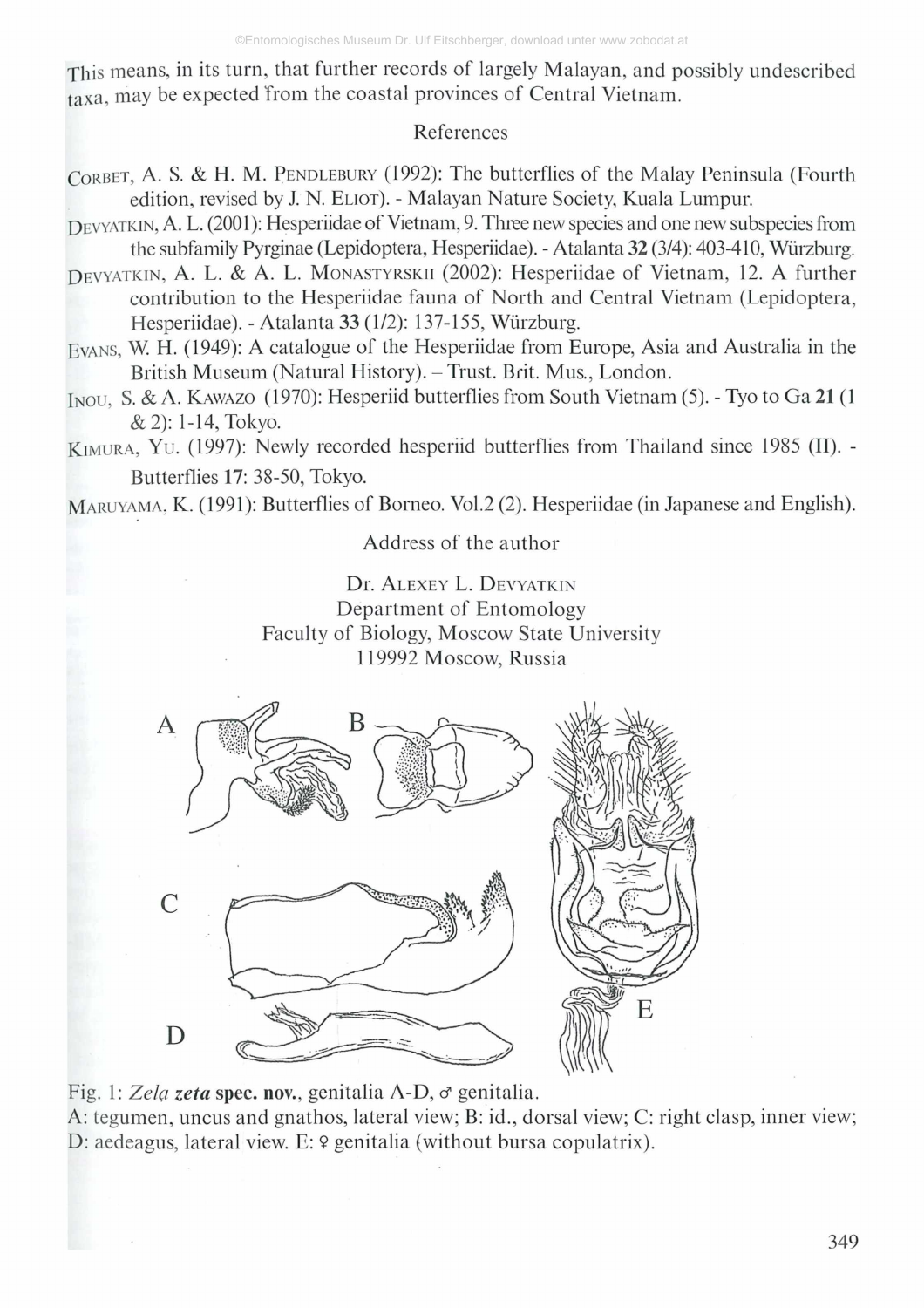This means, in its turn, that further records of largely Malayan, and possibly undescribed taxa, may be expected from the coastal provinces of Central Vietnam.

## References

CORBET, A. S. & H. M. PENDLEBURY (1992): The butterflies of the Malay Peninsula (Fourth edition, revised by J. N. ELIOT). - Malayan Nature Society, Kuala Lumpur.

DEVYATKIN, A. L. (2001): Hesperiidae of Vietnam, 9. Three new species and one new subspecies from the subfamily Pyrginae (Lepidoptera, Hesperiidae). - Atalanta **32** (3/4): 403-410, Würzburg.

DEVYATKIN, A. L. & A. L. MONASTYRSKII (2002): Hesperiidae of Vietnam, 12. A further contribution to the Hesperiidae fauna of North and Central Vietnam (Lepidoptera, Hesperiidae). - Atalanta **33** (1/2): 137-155, Würzburg.

EVANS, W. H. (1949): A catalogue of the Hesperiidae from Europe, Asia and Australia in the British Museum (Natural History). – Trust. Brit. Mus., London.

INOU, S. & A. KAWAZO (1970): Hesperiid butterflies from South Vietnam (5). - Tyo to Ga **21** (1 & 2): 1-14, Tokyo.

KIMURA, YU. (1997): Newly recorded hesperiid butterflies from Thailand since 1985 (II). - Butterflies **17**: 38-50, Tokyo.

MARUYAMA, K. (1991): Butterflies of Borneo. Vol.2 (2). Hesperiidae (in Japanese and English).

## Address of the author

Dr. ALEXEY L. DEVYATKIN
Department of Entomology
Faculty of Biology, Moscow State University
119992 Moscow, Russia

Fig. 1: *Zela zeta* **spec. nov.**, genitalia A-D, ♂ genitalia.
A: tegumen, uncus and gnathos, lateral view; B: id., dorsal view; C: right clasp, inner view; D: aedeagus, lateral view. E: ♀ genitalia (without bursa copulatrix).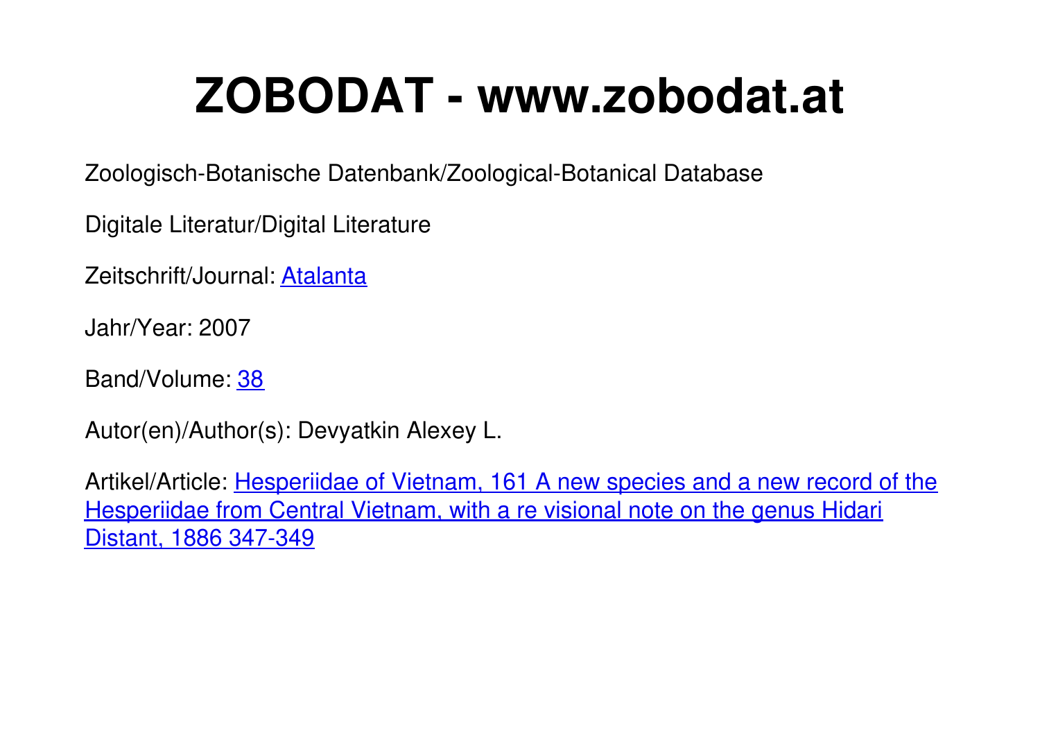# ZOBODAT - www.zobodat.at

Zoologisch-Botanische Datenbank/Zoological-Botanical Database

Digitale Literatur/Digital Literature

Zeitschrift/Journal: Atalanta

Jahr/Year: 2007

Band/Volume: 38

Autor(en)/Author(s): Devyatkin Alexey L.

Artikel/Article: Hesperiidae of Vietnam, 161 A new species and a new record of the Hesperiidae from Central Vietnam, with a re visional note on the genus Hidari Distant, 1886 347-349